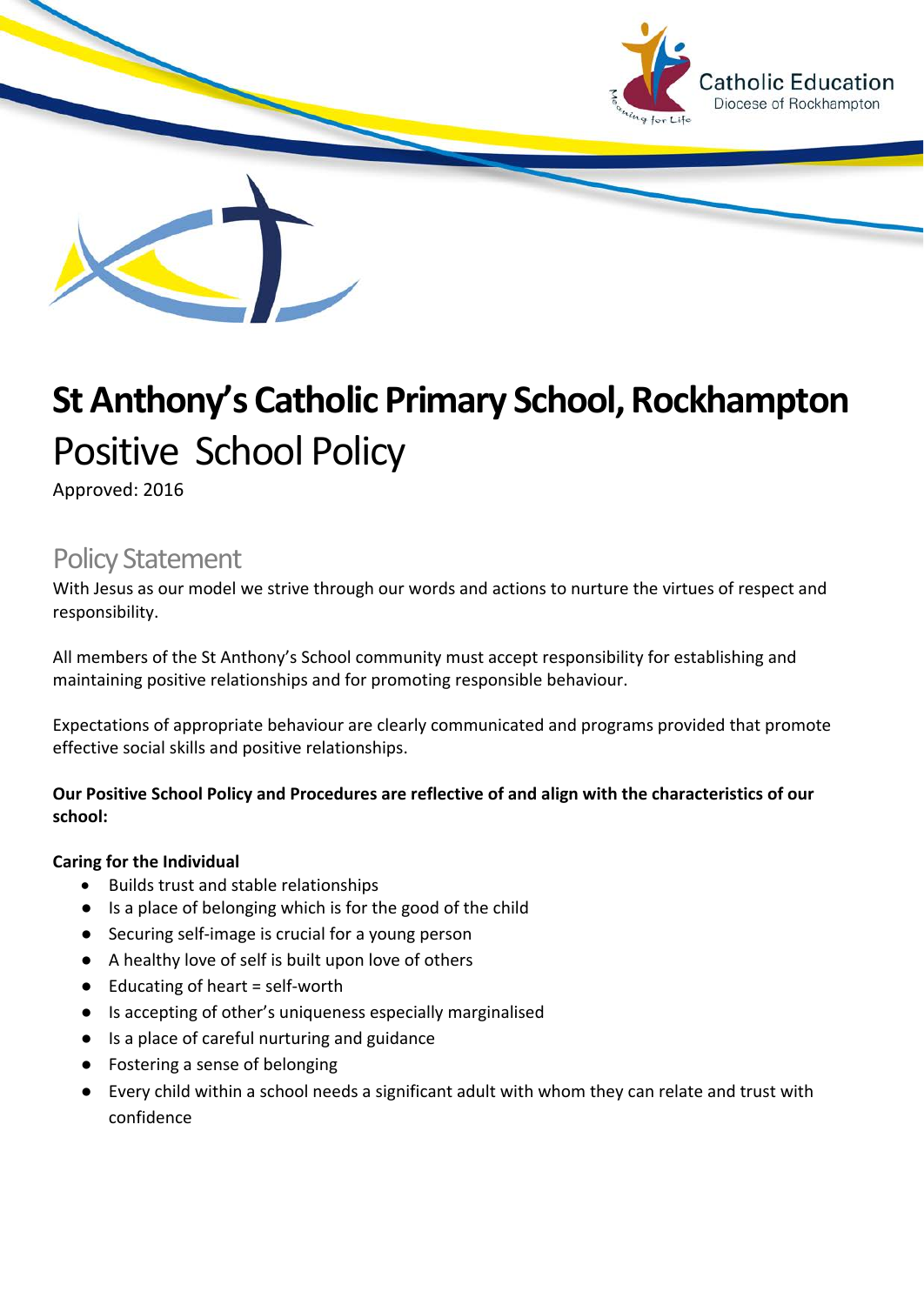# St Anthony's Catholic Primary School, Rockhampton

## Positive School Policy

Approved: 2016

## Policy Statement

With Jesus as our model we strive through our words and actions to nurture the virtues of respect and responsibility.

All members of the St Anthony's School community must accept responsibility for establishing and maintaining positive relationships and for promoting responsible behaviour.

Expectations of appropriate behaviour are clearly communicated and programs provided that promote effective social skills and positive relationships.

**Our Positive School Policy and Procedures are reflective of and align with the characteristics of our school:**

**Caring for the Individual**

- Builds trust and stable relationships
- Is a place of belonging which is for the good of the child
- Securing self-image is crucial for a young person
- A healthy love of self is built upon love of others
- Educating of heart = self-worth
- Is accepting of other's uniqueness especially marginalised
- Is a place of careful nurturing and guidance
- Fostering a sense of belonging
- Every child within a school needs a significant adult with whom they can relate and trust with confidence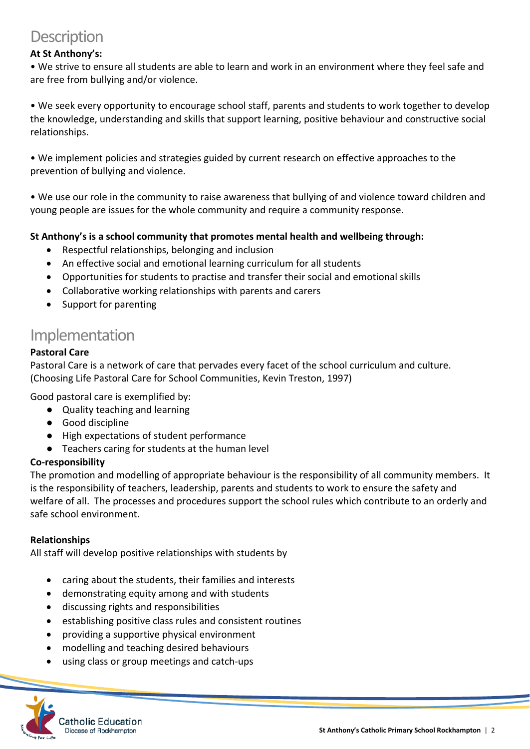## Description

**At St Anthony's:**

• We strive to ensure all students are able to learn and work in an environment where they feel safe and are free from bullying and/or violence.

• We seek every opportunity to encourage school staff, parents and students to work together to develop the knowledge, understanding and skills that support learning, positive behaviour and constructive social relationships.

• We implement policies and strategies guided by current research on effective approaches to the prevention of bullying and violence.

• We use our role in the community to raise awareness that bullying of and violence toward children and young people are issues for the whole community and require a community response.

**St Anthony's is a school community that promotes mental health and wellbeing through:**

- Respectful relationships, belonging and inclusion
- An effective social and emotional learning curriculum for all students
- Opportunities for students to practise and transfer their social and emotional skills
- Collaborative working relationships with parents and carers
- Support for parenting

## Implementation

**Pastoral Care**

Pastoral Care is a network of care that pervades every facet of the school curriculum and culture. (Choosing Life Pastoral Care for School Communities, Kevin Treston, 1997)

Good pastoral care is exemplified by:

- Quality teaching and learning
- Good discipline
- High expectations of student performance
- Teachers caring for students at the human level

**Co-responsibility**

The promotion and modelling of appropriate behaviour is the responsibility of all community members. It is the responsibility of teachers, leadership, parents and students to work to ensure the safety and welfare of all. The processes and procedures support the school rules which contribute to an orderly and safe school environment.

**Relationships**

All staff will develop positive relationships with students by

- caring about the students, their families and interests
- demonstrating equity among and with students
- discussing rights and responsibilities
- establishing positive class rules and consistent routines
- providing a supportive physical environment
- modelling and teaching desired behaviours
- using class or group meetings and catch-ups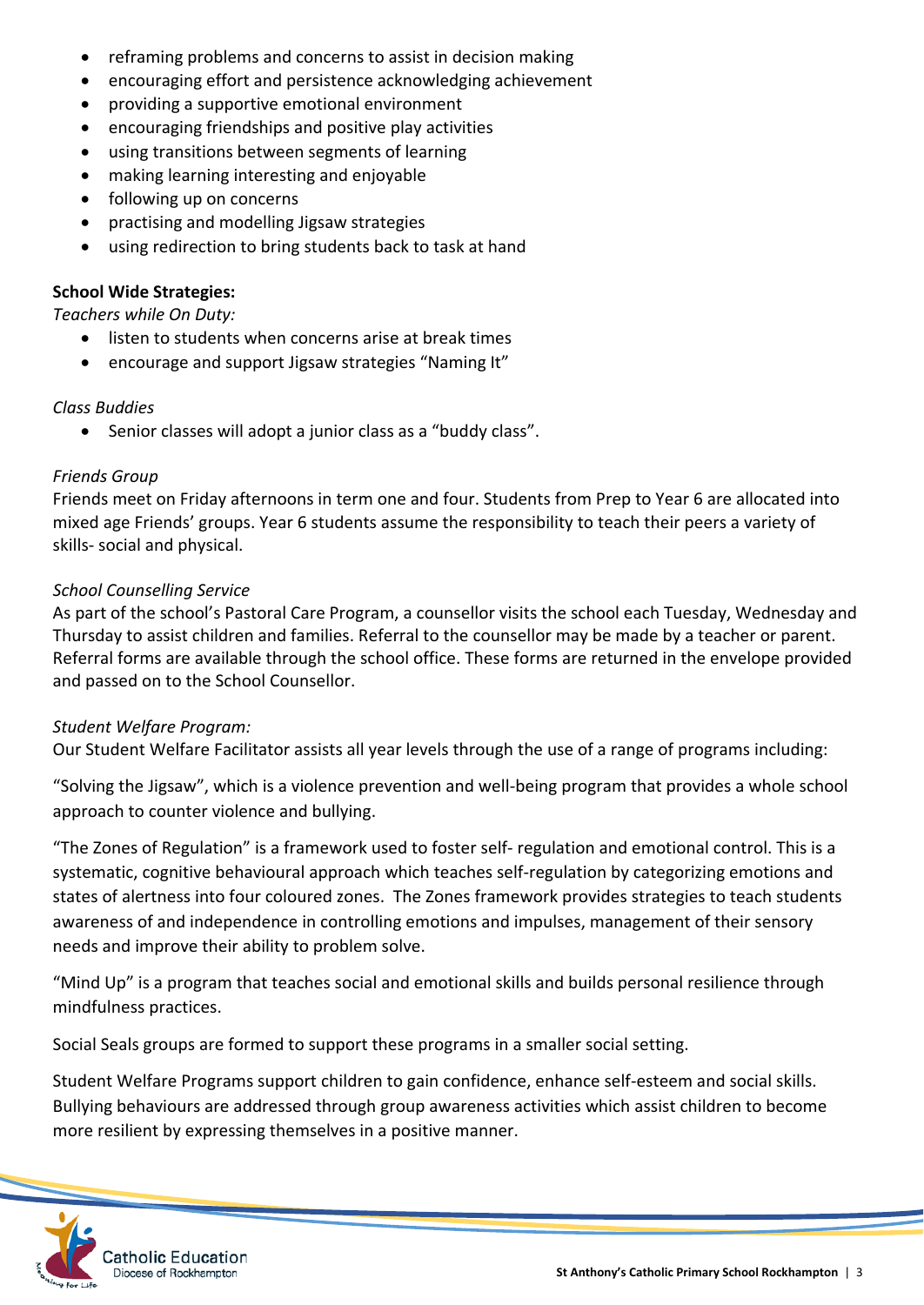- reframing problems and concerns to assist in decision making
- encouraging effort and persistence acknowledging achievement
- providing a supportive emotional environment
- encouraging friendships and positive play activities
- using transitions between segments of learning
- making learning interesting and enjoyable
- following up on concerns
- practising and modelling Jigsaw strategies
- using redirection to bring students back to task at hand

**School Wide Strategies:**

*Teachers while On Duty:*

- listen to students when concerns arise at break times
- encourage and support Jigsaw strategies "Naming It"

*Class Buddies*

- Senior classes will adopt a junior class as a "buddy class".

*Friends Group*

Friends meet on Friday afternoons in term one and four. Students from Prep to Year 6 are allocated into mixed age Friends' groups. Year 6 students assume the responsibility to teach their peers a variety of skills- social and physical.

*School Counselling Service*

As part of the school's Pastoral Care Program, a counsellor visits the school each Tuesday, Wednesday and Thursday to assist children and families. Referral to the counsellor may be made by a teacher or parent. Referral forms are available through the school office. These forms are returned in the envelope provided and passed on to the School Counsellor.

*Student Welfare Program:*

Our Student Welfare Facilitator assists all year levels through the use of a range of programs including:

"Solving the Jigsaw", which is a violence prevention and well-being program that provides a whole school approach to counter violence and bullying.

"The Zones of Regulation" is a framework used to foster self- regulation and emotional control. This is a systematic, cognitive behavioural approach which teaches self-regulation by categorizing emotions and states of alertness into four coloured zones. The Zones framework provides strategies to teach students awareness of and independence in controlling emotions and impulses, management of their sensory needs and improve their ability to problem solve.

"Mind Up" is a program that teaches social and emotional skills and builds personal resilience through mindfulness practices.

Social Seals groups are formed to support these programs in a smaller social setting.

Student Welfare Programs support children to gain confidence, enhance self-esteem and social skills. Bullying behaviours are addressed through group awareness activities which assist children to become more resilient by expressing themselves in a positive manner.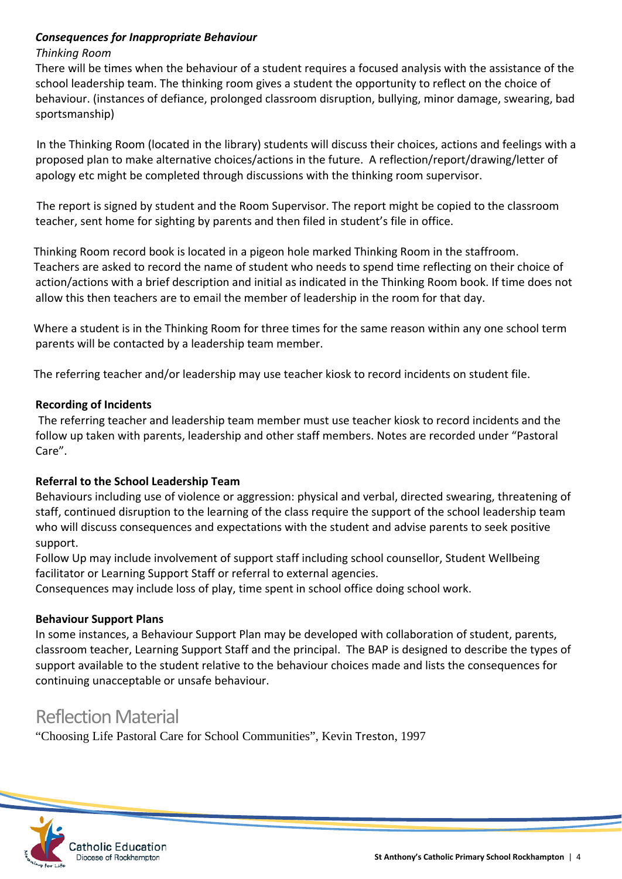***Consequences for Inappropriate Behaviour***

*Thinking Room*

There will be times when the behaviour of a student requires a focused analysis with the assistance of the school leadership team. The thinking room gives a student the opportunity to reflect on the choice of behaviour. (instances of defiance, prolonged classroom disruption, bullying, minor damage, swearing, bad sportsmanship)

In the Thinking Room (located in the library) students will discuss their choices, actions and feelings with a proposed plan to make alternative choices/actions in the future. A reflection/report/drawing/letter of apology etc might be completed through discussions with the thinking room supervisor.

The report is signed by student and the Room Supervisor. The report might be copied to the classroom teacher, sent home for sighting by parents and then filed in student's file in office.

Thinking Room record book is located in a pigeon hole marked Thinking Room in the staffroom. Teachers are asked to record the name of student who needs to spend time reflecting on their choice of action/actions with a brief description and initial as indicated in the Thinking Room book. If time does not allow this then teachers are to email the member of leadership in the room for that day.

Where a student is in the Thinking Room for three times for the same reason within any one school term parents will be contacted by a leadership team member.

The referring teacher and/or leadership may use teacher kiosk to record incidents on student file.

**Recording of Incidents**

The referring teacher and leadership team member must use teacher kiosk to record incidents and the follow up taken with parents, leadership and other staff members. Notes are recorded under "Pastoral Care".

**Referral to the School Leadership Team**

Behaviours including use of violence or aggression: physical and verbal, directed swearing, threatening of staff, continued disruption to the learning of the class require the support of the school leadership team who will discuss consequences and expectations with the student and advise parents to seek positive support.

Follow Up may include involvement of support staff including school counsellor, Student Wellbeing facilitator or Learning Support Staff or referral to external agencies.

Consequences may include loss of play, time spent in school office doing school work.

**Behaviour Support Plans**

In some instances, a Behaviour Support Plan may be developed with collaboration of student, parents, classroom teacher, Learning Support Staff and the principal. The BAP is designed to describe the types of support available to the student relative to the behaviour choices made and lists the consequences for continuing unacceptable or unsafe behaviour.

## Reflection Material

"Choosing Life Pastoral Care for School Communities", Kevin Treston, 1997